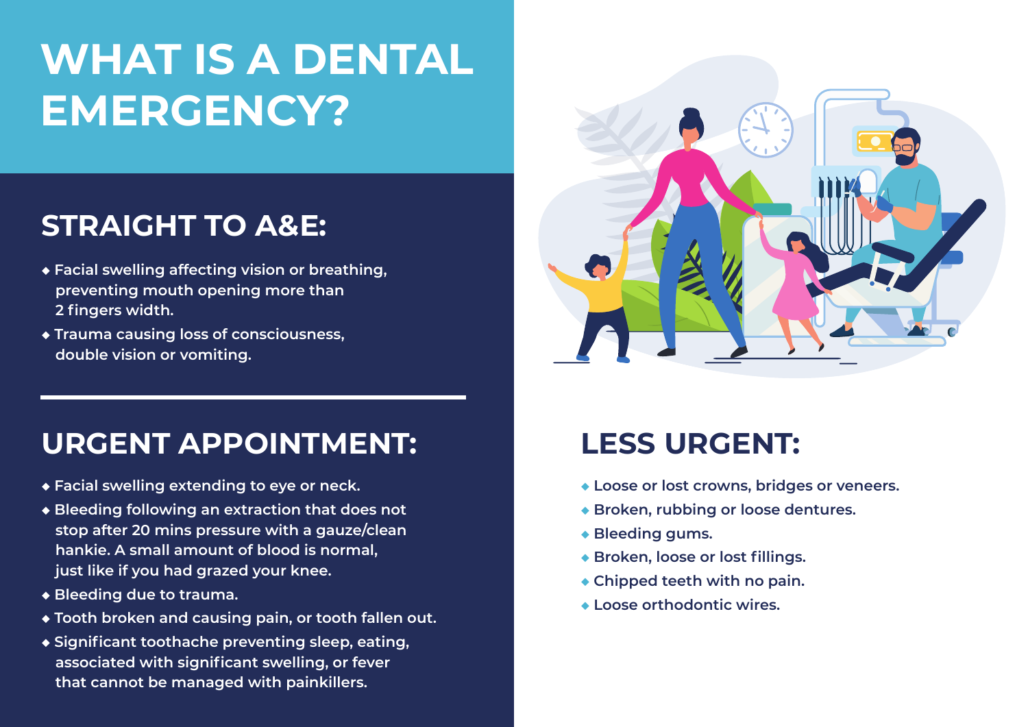# WHAT IS A DENTAL EMERGENCY?

## STRAIGHT TO A&E:

- Facial swelling affecting vision or breathing, preventing mouth opening more than 2 fingers width.
- Trauma causing loss of consciousness, double vision or vomiting.

## URGENT APPOINTMENT:

- Facial swelling extending to eye or neck.
- Bleeding following an extraction that does not stop after 20 mins pressure with a gauze/clean hankie. A small amount of blood is normal, just like if you had grazed your knee.
- Bleeding due to trauma.
- Tooth broken and causing pain, or tooth fallen out.
- Significant toothache preventing sleep, eating, associated with significant swelling, or fever that cannot be managed with painkillers.

## LESS URGENT:

- Loose or lost crowns, bridges or veneers.
- Broken, rubbing or loose dentures.
- Bleeding gums.
- Broken, loose or lost fillings.
- Chipped teeth with no pain.
- Loose orthodontic wires.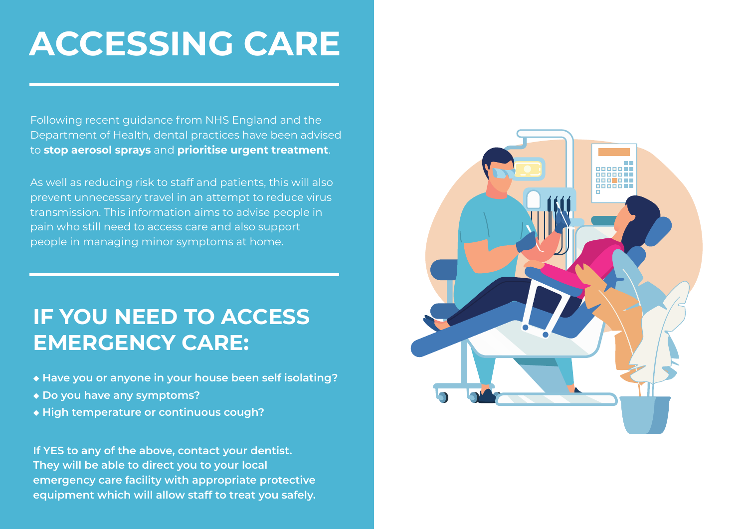# ACCESSING CARE

Following recent guidance from NHS England and the Department of Health, dental practices have been advised to **stop aerosol sprays** and **prioritise urgent treatment**.

As well as reducing risk to staff and patients, this will also prevent unnecessary travel in an attempt to reduce virus transmission. This information aims to advise people in pain who still need to access care and also support people in managing minor symptoms at home.

## IF YOU NEED TO ACCESS EMERGENCY CARE:

- **Have you or anyone in your house been self isolating?**
- **Do you have any symptoms?**
- **High temperature or continuous cough?**

**If YES to any of the above, contact your dentist. They will be able to direct you to your local emergency care facility with appropriate protective equipment which will allow staff to treat you safely.**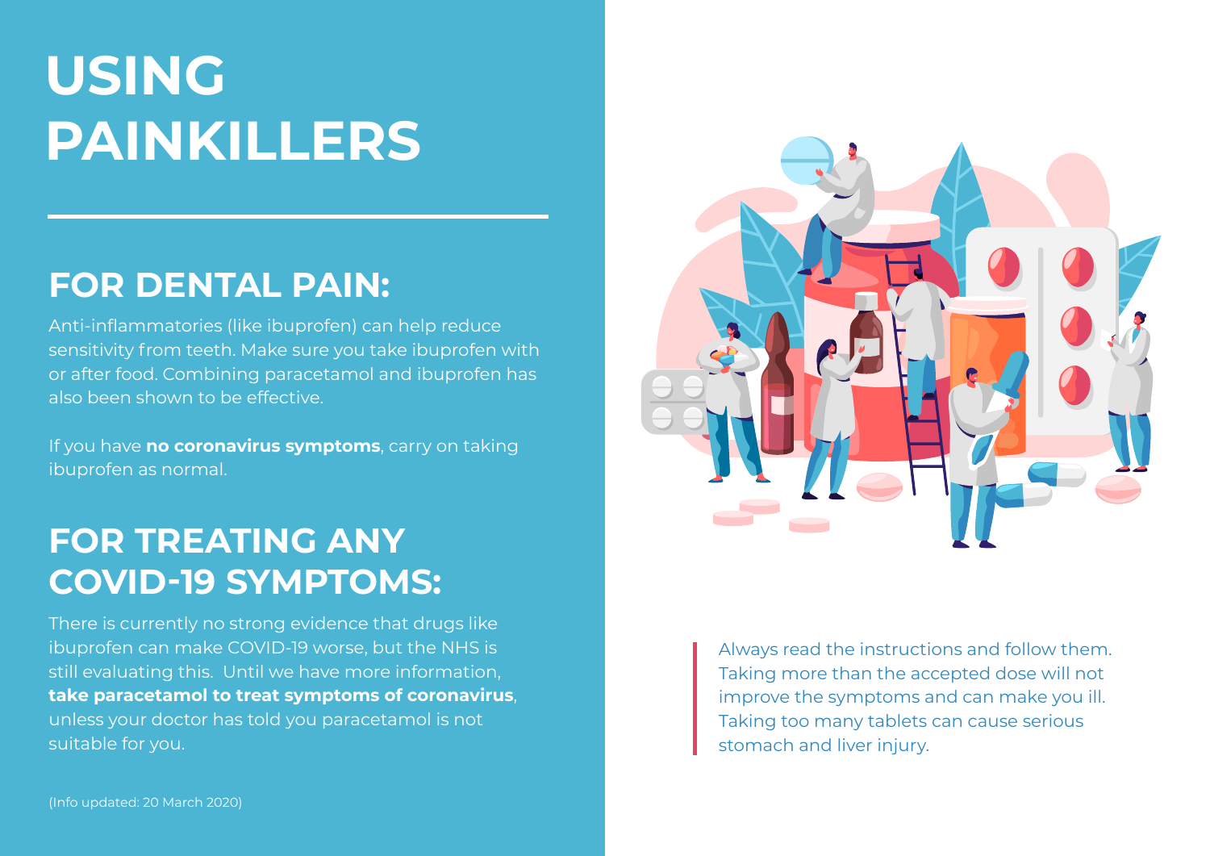# USING PAINKILLERS

## FOR DENTAL PAIN:

Anti-inflammatories (like ibuprofen) can help reduce sensitivity from teeth. Make sure you take ibuprofen with or after food. Combining paracetamol and ibuprofen has also been shown to be effective.

If you have **no coronavirus symptoms**, carry on taking ibuprofen as normal.

## FOR TREATING ANY COVID-19 SYMPTOMS:

There is currently no strong evidence that drugs like ibuprofen can make COVID-19 worse, but the NHS is still evaluating this. Until we have more information, **take paracetamol to treat symptoms of coronavirus**, unless your doctor has told you paracetamol is not suitable for you.

(Info updated: 20 March 2020)

Always read the instructions and follow them. Taking more than the accepted dose will not improve the symptoms and can make you ill. Taking too many tablets can cause serious stomach and liver injury.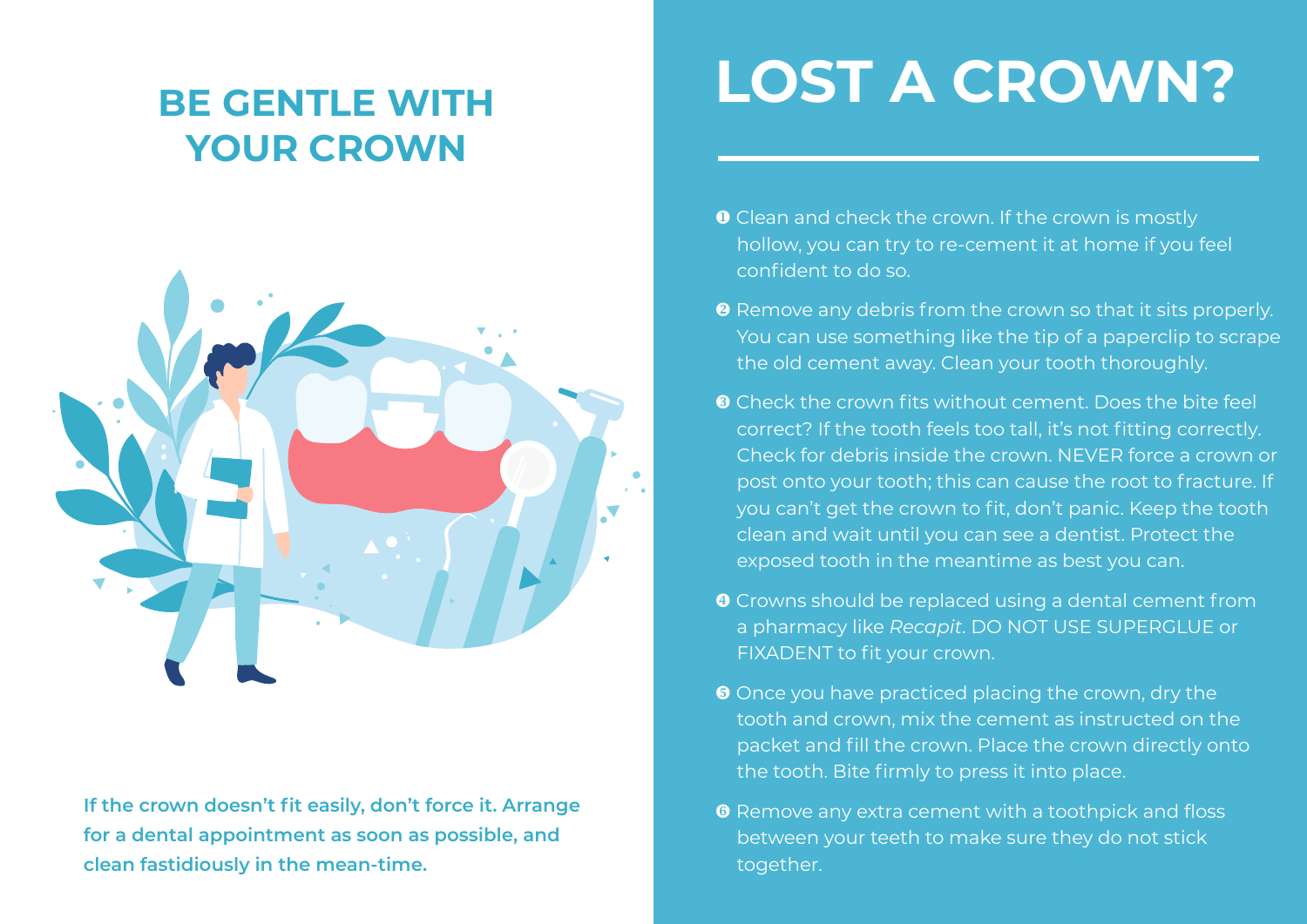## BE GENTLE WITH YOUR CROWN

**If the crown doesn't fit easily, don't force it. Arrange for a dental appointment as soon as possible, and clean fastidiously in the mean-time.**

# LOST A CROWN?

1. Clean and check the crown. If the crown is mostly hollow, you can try to re-cement it at home if you feel confident to do so.
2. Remove any debris from the crown so that it sits properly. You can use something like the tip of a paperclip to scrape the old cement away. Clean your tooth thoroughly.
3. Check the crown fits without cement. Does the bite feel correct? If the tooth feels too tall, it's not fitting correctly. Check for debris inside the crown. NEVER force a crown or post onto your tooth; this can cause the root to fracture. If you can't get the crown to fit, don't panic. Keep the tooth clean and wait until you can see a dentist. Protect the exposed tooth in the meantime as best you can.
4. Crowns should be replaced using a dental cement from a pharmacy like *Recapit*. DO NOT USE SUPERGLUE or FIXADENT to fit your crown.
5. Once you have practiced placing the crown, dry the tooth and crown, mix the cement as instructed on the packet and fill the crown. Place the crown directly onto the tooth. Bite firmly to press it into place.
6. Remove any extra cement with a toothpick and floss between your teeth to make sure they do not stick together.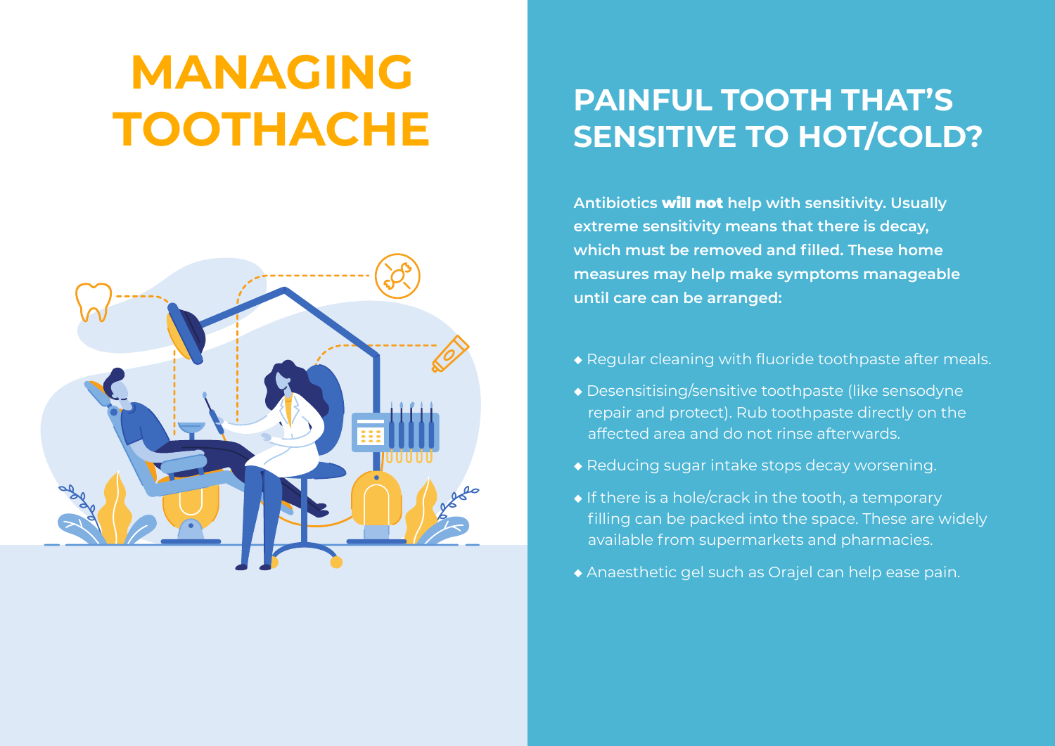# MANAGING TOOTHACHE

## PAINFUL TOOTH THAT'S SENSITIVE TO HOT/COLD?

**Antibiotics will not help with sensitivity. Usually extreme sensitivity means that there is decay, which must be removed and filled. These home measures may help make symptoms manageable until care can be arranged:**

- Regular cleaning with fluoride toothpaste after meals.
- Desensitising/sensitive toothpaste (like sensodyne repair and protect). Rub toothpaste directly on the affected area and do not rinse afterwards.
- Reducing sugar intake stops decay worsening.
- If there is a hole/crack in the tooth, a temporary filling can be packed into the space. These are widely available from supermarkets and pharmacies.
- Anaesthetic gel such as Orajel can help ease pain.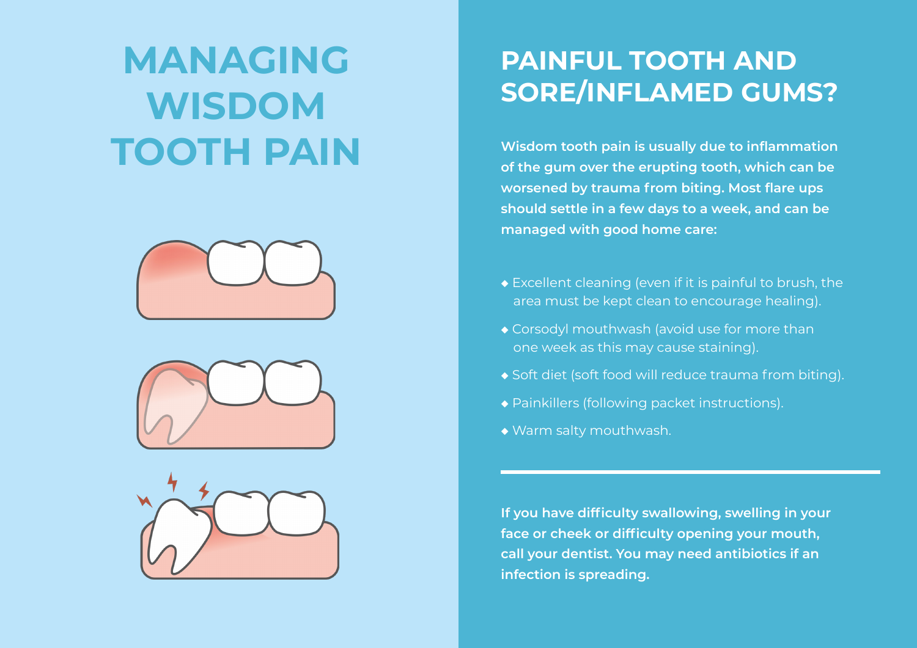# MANAGING WISDOM TOOTH PAIN

## PAINFUL TOOTH AND SORE/INFLAMED GUMS?

**Wisdom tooth pain is usually due to inflammation of the gum over the erupting tooth, which can be worsened by trauma from biting. Most flare ups should settle in a few days to a week, and can be managed with good home care:**

- Excellent cleaning (even if it is painful to brush, the area must be kept clean to encourage healing).
- Corsodyl mouthwash (avoid use for more than one week as this may cause staining).
- Soft diet (soft food will reduce trauma from biting).
- Painkillers (following packet instructions).
- Warm salty mouthwash.

---

**If you have difficulty swallowing, swelling in your face or cheek or difficulty opening your mouth, call your dentist. You may need antibiotics if an infection is spreading.**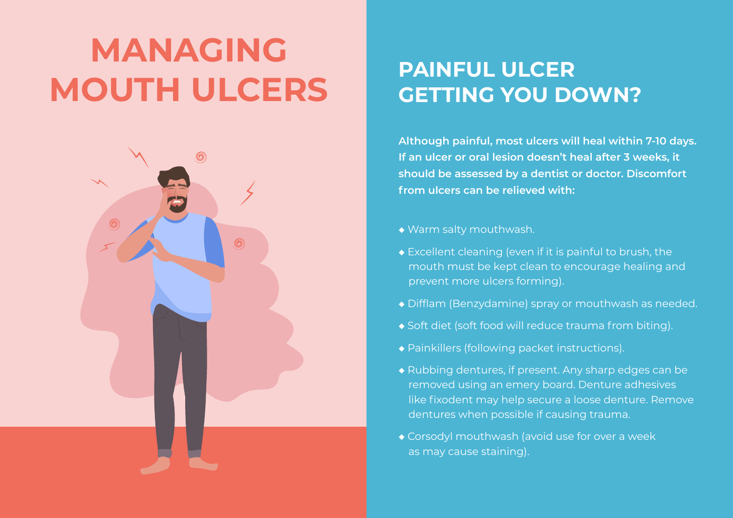# MANAGING MOUTH ULCERS

## PAINFUL ULCER GETTING YOU DOWN?

**Although painful, most ulcers will heal within 7-10 days. If an ulcer or oral lesion doesn't heal after 3 weeks, it should be assessed by a dentist or doctor. Discomfort from ulcers can be relieved with:**

- Warm salty mouthwash.
- Excellent cleaning (even if it is painful to brush, the mouth must be kept clean to encourage healing and prevent more ulcers forming).
- Difflam (Benzydamine) spray or mouthwash as needed.
- Soft diet (soft food will reduce trauma from biting).
- Painkillers (following packet instructions).
- Rubbing dentures, if present. Any sharp edges can be removed using an emery board. Denture adhesives like fixodent may help secure a loose denture. Remove dentures when possible if causing trauma.
- Corsodyl mouthwash (avoid use for over a week as may cause staining).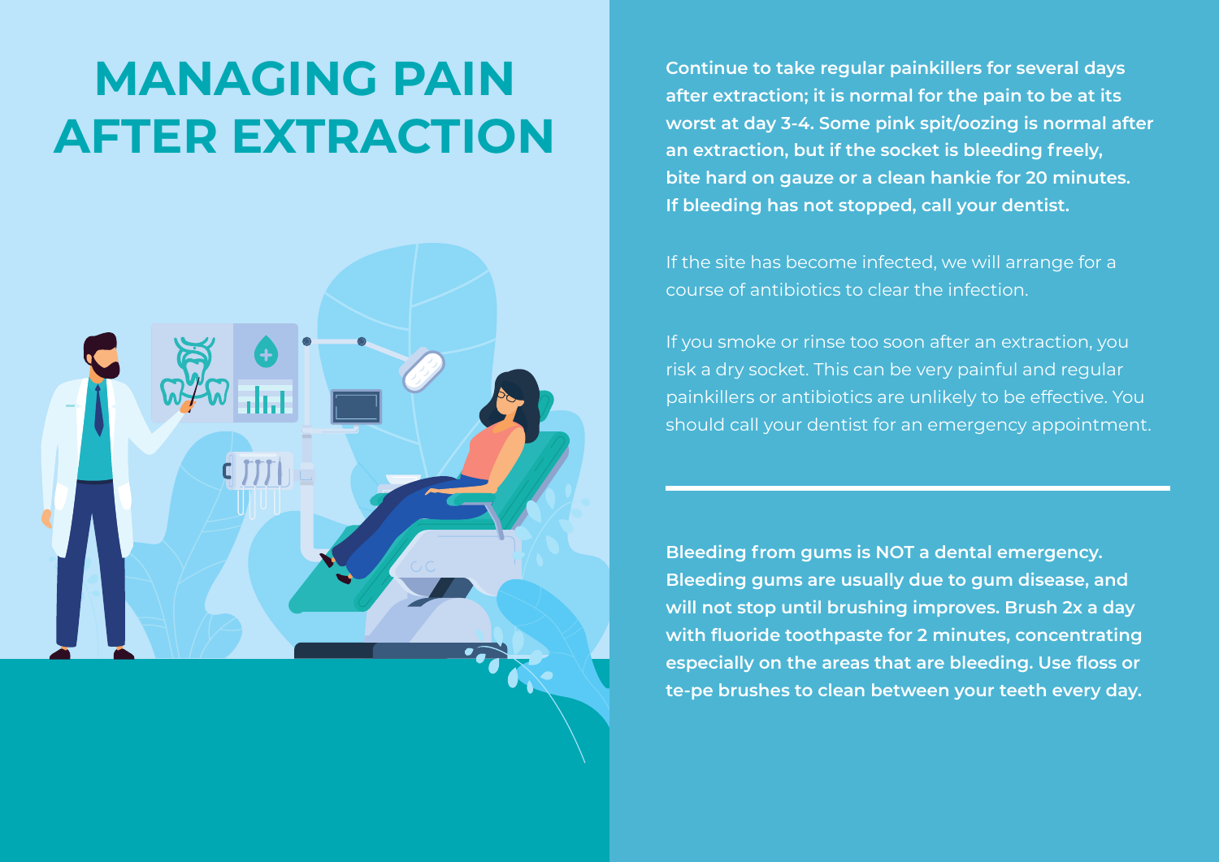# MANAGING PAIN AFTER EXTRACTION

**Continue to take regular painkillers for several days after extraction; it is normal for the pain to be at its worst at day 3-4. Some pink spit/oozing is normal after an extraction, but if the socket is bleeding freely, bite hard on gauze or a clean hankie for 20 minutes. If bleeding has not stopped, call your dentist.**

If the site has become infected, we will arrange for a course of antibiotics to clear the infection.

If you smoke or rinse too soon after an extraction, you risk a dry socket. This can be very painful and regular painkillers or antibiotics are unlikely to be effective. You should call your dentist for an emergency appointment.

---

**Bleeding from gums is NOT a dental emergency. Bleeding gums are usually due to gum disease, and will not stop until brushing improves. Brush 2x a day with fluoride toothpaste for 2 minutes, concentrating especially on the areas that are bleeding. Use floss or te-pe brushes to clean between your teeth every day.**